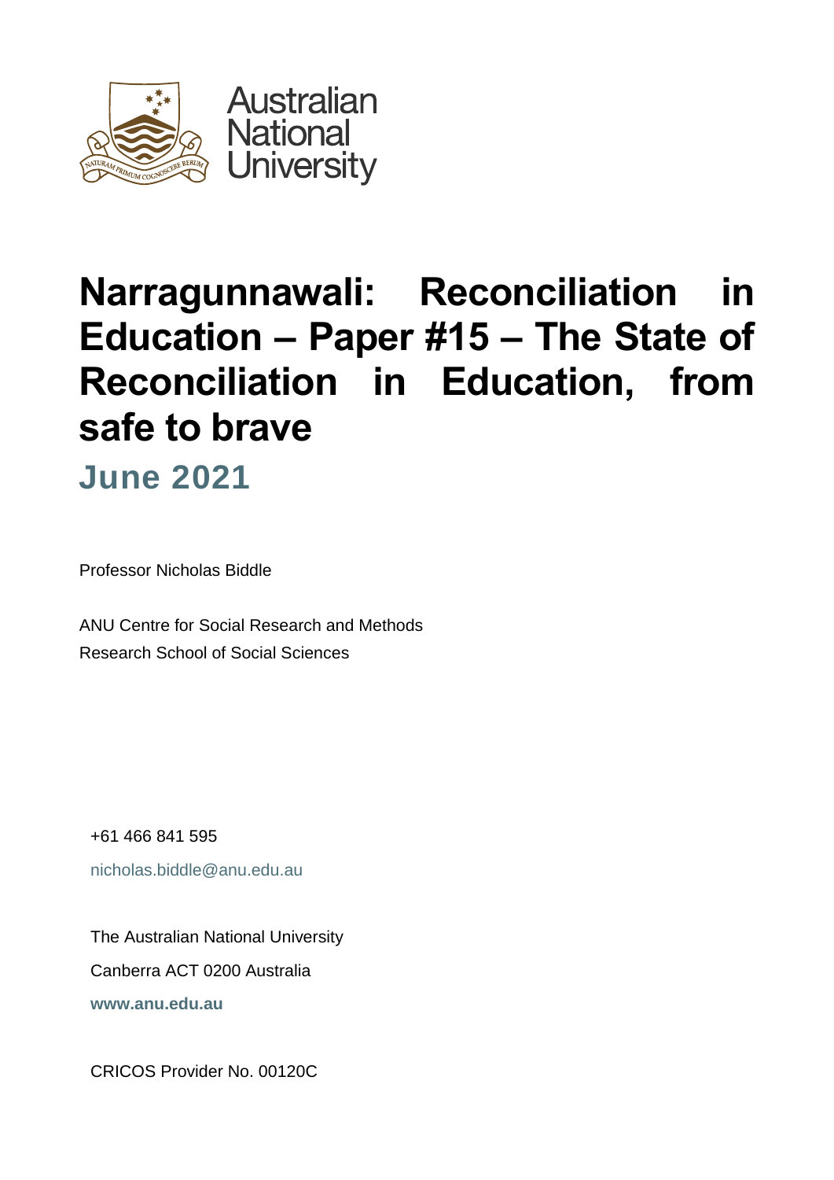Australian National University

# Narragunnawali: Reconciliation in Education – Paper #15 – The State of Reconciliation in Education, from safe to brave

## June 2021

Professor Nicholas Biddle

ANU Centre for Social Research and Methods
Research School of Social Sciences

+61 466 841 595
nicholas.biddle@anu.edu.au

The Australian National University
Canberra ACT 0200 Australia
**www.anu.edu.au**

CRICOS Provider No. 00120C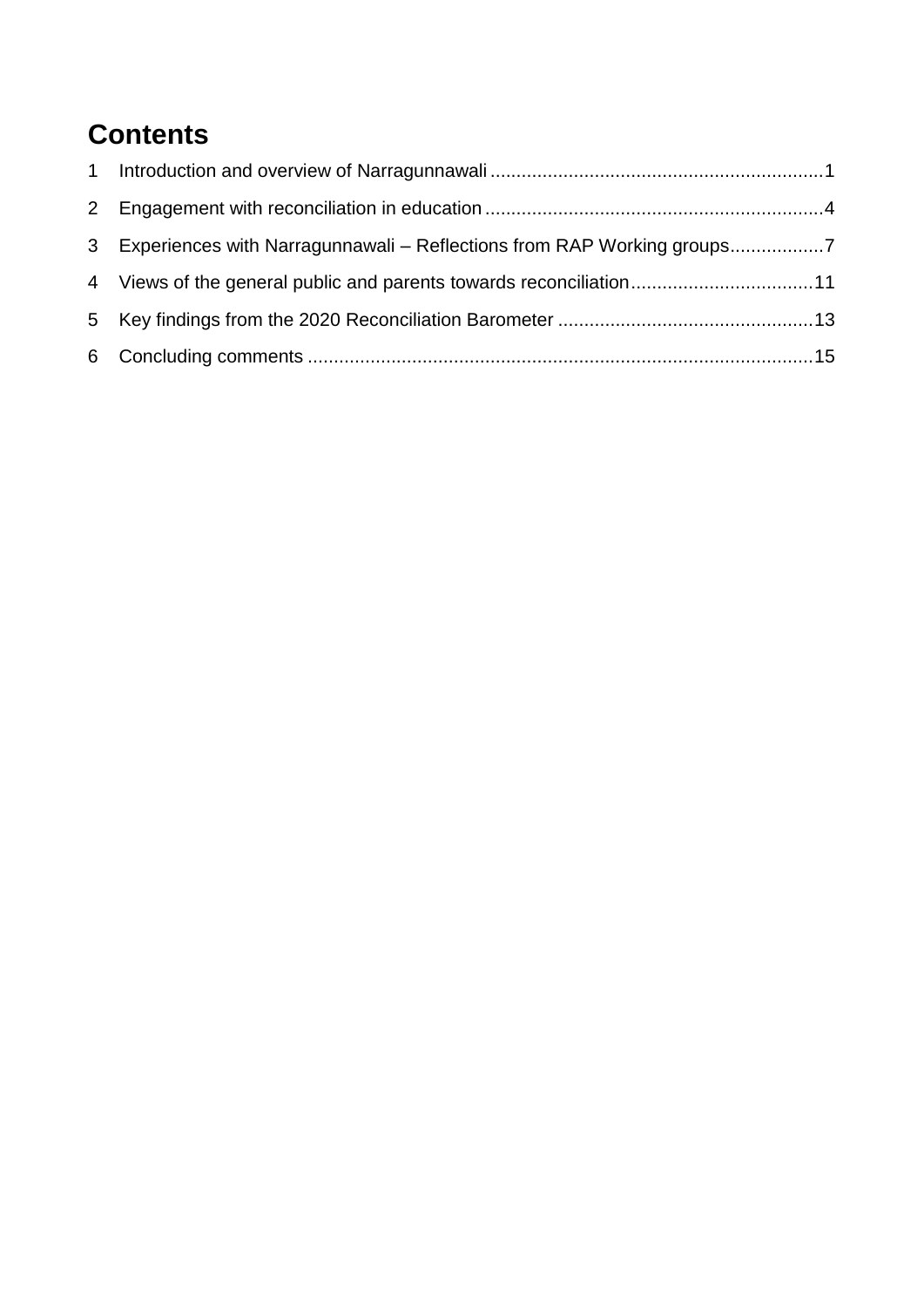# Contents

1 Introduction and overview of Narragunnawali ................................................................1

2 Engagement with reconciliation in education ................................................................4

3 Experiences with Narragunnawali – Reflections from RAP Working groups..................7

4 Views of the general public and parents towards reconciliation...................................11

5 Key findings from the 2020 Reconciliation Barometer .................................................13

6 Concluding comments ...............................................................................................15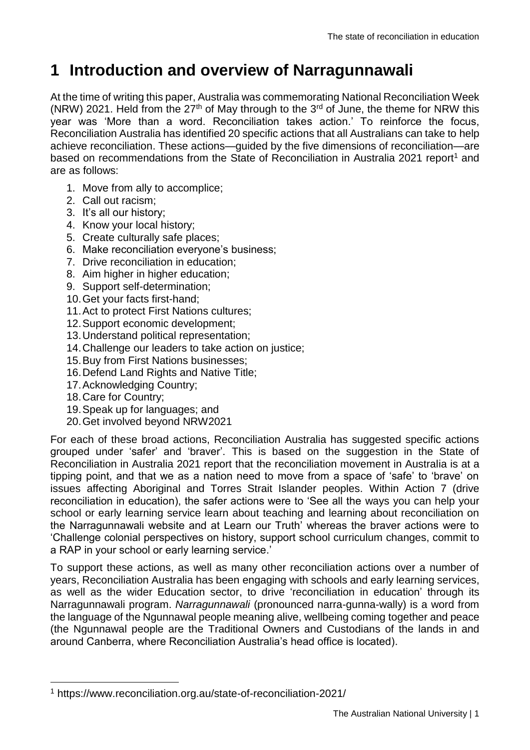# 1 Introduction and overview of Narragunnawali

At the time of writing this paper, Australia was commemorating National Reconciliation Week (NRW) 2021. Held from the 27th of May through to the 3rd of June, the theme for NRW this year was 'More than a word. Reconciliation takes action.' To reinforce the focus, Reconciliation Australia has identified 20 specific actions that all Australians can take to help achieve reconciliation. These actions—guided by the five dimensions of reconciliation—are based on recommendations from the State of Reconciliation in Australia 2021 report[1] and are as follows:

1. Move from ally to accomplice;
2. Call out racism;
3. It's all our history;
4. Know your local history;
5. Create culturally safe places;
6. Make reconciliation everyone's business;
7. Drive reconciliation in education;
8. Aim higher in higher education;
9. Support self-determination;
10. Get your facts first-hand;
11. Act to protect First Nations cultures;
12. Support economic development;
13. Understand political representation;
14. Challenge our leaders to take action on justice;
15. Buy from First Nations businesses;
16. Defend Land Rights and Native Title;
17. Acknowledging Country;
18. Care for Country;
19. Speak up for languages; and
20. Get involved beyond NRW2021

For each of these broad actions, Reconciliation Australia has suggested specific actions grouped under 'safer' and 'braver'. This is based on the suggestion in the State of Reconciliation in Australia 2021 report that the reconciliation movement in Australia is at a tipping point, and that we as a nation need to move from a space of 'safe' to 'brave' on issues affecting Aboriginal and Torres Strait Islander peoples. Within Action 7 (drive reconciliation in education), the safer actions were to 'See all the ways you can help your school or early learning service learn about teaching and learning about reconciliation on the Narragunnawali website and at Learn our Truth' whereas the braver actions were to 'Challenge colonial perspectives on history, support school curriculum changes, commit to a RAP in your school or early learning service.'

To support these actions, as well as many other reconciliation actions over a number of years, Reconciliation Australia has been engaging with schools and early learning services, as well as the wider Education sector, to drive 'reconciliation in education' through its Narragunnawali program. *Narragunnawali* (pronounced narra-gunna-wally) is a word from the language of the Ngunnawal people meaning alive, wellbeing coming together and peace (the Ngunnawal people are the Traditional Owners and Custodians of the lands in and around Canberra, where Reconciliation Australia's head office is located).

[1] https://www.reconciliation.org.au/state-of-reconciliation-2021/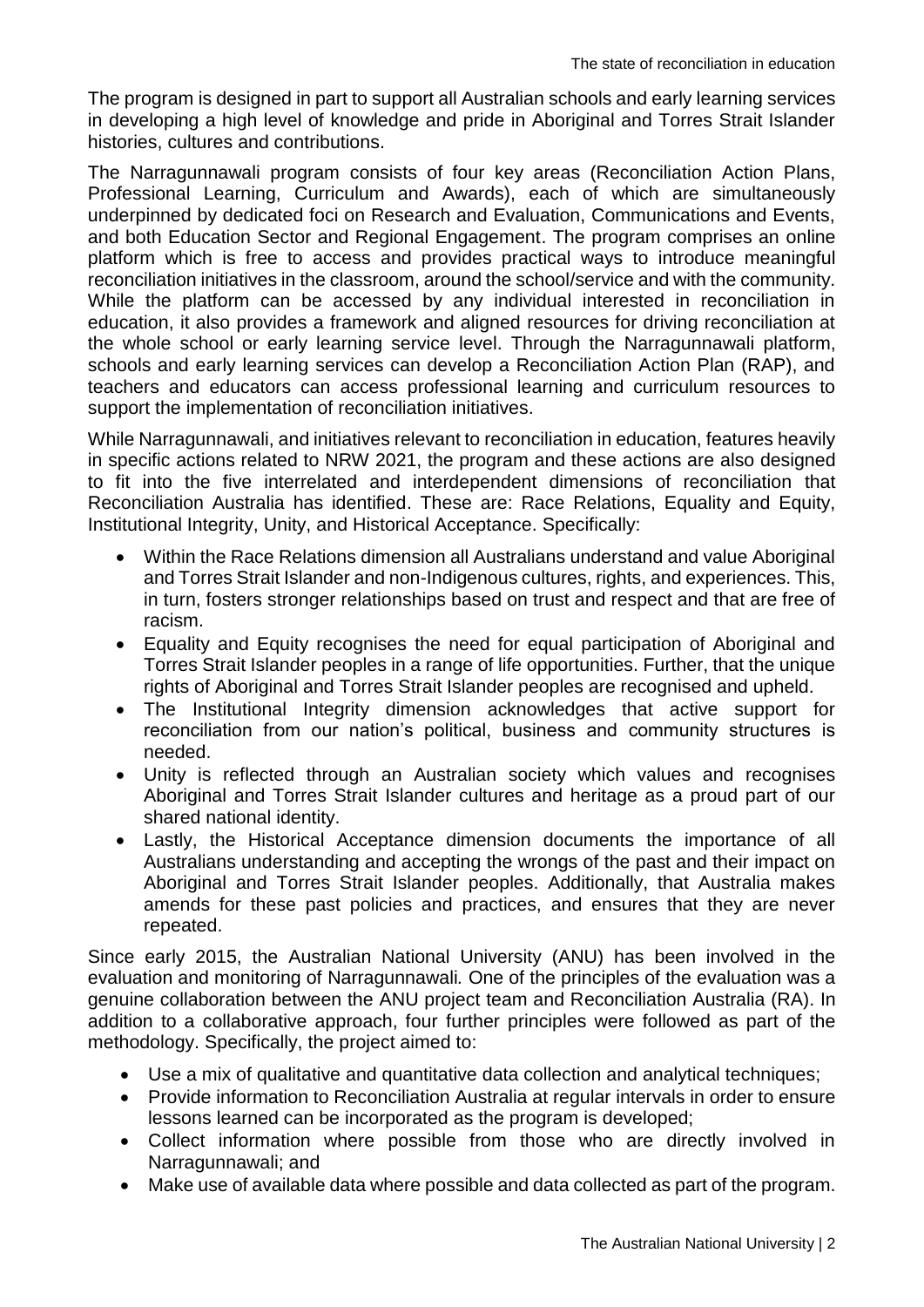The program is designed in part to support all Australian schools and early learning services in developing a high level of knowledge and pride in Aboriginal and Torres Strait Islander histories, cultures and contributions.

The Narragunnawali program consists of four key areas (Reconciliation Action Plans, Professional Learning, Curriculum and Awards), each of which are simultaneously underpinned by dedicated foci on Research and Evaluation, Communications and Events, and both Education Sector and Regional Engagement. The program comprises an online platform which is free to access and provides practical ways to introduce meaningful reconciliation initiatives in the classroom, around the school/service and with the community. While the platform can be accessed by any individual interested in reconciliation in education, it also provides a framework and aligned resources for driving reconciliation at the whole school or early learning service level. Through the Narragunnawali platform, schools and early learning services can develop a Reconciliation Action Plan (RAP), and teachers and educators can access professional learning and curriculum resources to support the implementation of reconciliation initiatives.

While Narragunnawali, and initiatives relevant to reconciliation in education, features heavily in specific actions related to NRW 2021, the program and these actions are also designed to fit into the five interrelated and interdependent dimensions of reconciliation that Reconciliation Australia has identified. These are: Race Relations, Equality and Equity, Institutional Integrity, Unity, and Historical Acceptance. Specifically:

- Within the Race Relations dimension all Australians understand and value Aboriginal and Torres Strait Islander and non-Indigenous cultures, rights, and experiences. This, in turn, fosters stronger relationships based on trust and respect and that are free of racism.
- Equality and Equity recognises the need for equal participation of Aboriginal and Torres Strait Islander peoples in a range of life opportunities. Further, that the unique rights of Aboriginal and Torres Strait Islander peoples are recognised and upheld.
- The Institutional Integrity dimension acknowledges that active support for reconciliation from our nation's political, business and community structures is needed.
- Unity is reflected through an Australian society which values and recognises Aboriginal and Torres Strait Islander cultures and heritage as a proud part of our shared national identity.
- Lastly, the Historical Acceptance dimension documents the importance of all Australians understanding and accepting the wrongs of the past and their impact on Aboriginal and Torres Strait Islander peoples. Additionally, that Australia makes amends for these past policies and practices, and ensures that they are never repeated.

Since early 2015, the Australian National University (ANU) has been involved in the evaluation and monitoring of Narragunnawali*.* One of the principles of the evaluation was a genuine collaboration between the ANU project team and Reconciliation Australia (RA). In addition to a collaborative approach, four further principles were followed as part of the methodology. Specifically, the project aimed to:

- Use a mix of qualitative and quantitative data collection and analytical techniques;
- Provide information to Reconciliation Australia at regular intervals in order to ensure lessons learned can be incorporated as the program is developed;
- Collect information where possible from those who are directly involved in Narragunnawali; and
- Make use of available data where possible and data collected as part of the program.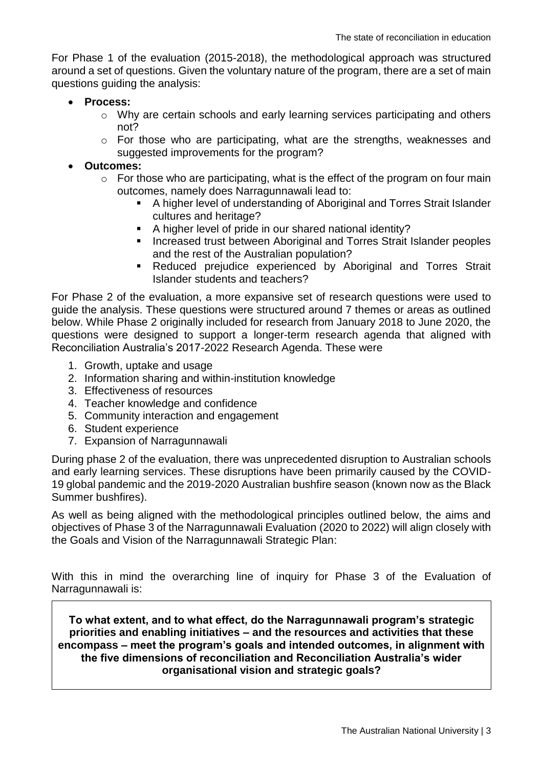For Phase 1 of the evaluation (2015-2018), the methodological approach was structured around a set of questions. Given the voluntary nature of the program, there are a set of main questions guiding the analysis:

- **Process:**
  - Why are certain schools and early learning services participating and others not?
  - For those who are participating, what are the strengths, weaknesses and suggested improvements for the program?
- **Outcomes:**
  - For those who are participating, what is the effect of the program on four main outcomes, namely does Narragunnawali lead to:
    - A higher level of understanding of Aboriginal and Torres Strait Islander cultures and heritage?
    - A higher level of pride in our shared national identity?
    - Increased trust between Aboriginal and Torres Strait Islander peoples and the rest of the Australian population?
    - Reduced prejudice experienced by Aboriginal and Torres Strait Islander students and teachers?

For Phase 2 of the evaluation, a more expansive set of research questions were used to guide the analysis. These questions were structured around 7 themes or areas as outlined below. While Phase 2 originally included for research from January 2018 to June 2020, the questions were designed to support a longer-term research agenda that aligned with Reconciliation Australia's 2017-2022 Research Agenda. These were

1. Growth, uptake and usage
2. Information sharing and within-institution knowledge
3. Effectiveness of resources
4. Teacher knowledge and confidence
5. Community interaction and engagement
6. Student experience
7. Expansion of Narragunnawali

During phase 2 of the evaluation, there was unprecedented disruption to Australian schools and early learning services. These disruptions have been primarily caused by the COVID-19 global pandemic and the 2019-2020 Australian bushfire season (known now as the Black Summer bushfires).

As well as being aligned with the methodological principles outlined below, the aims and objectives of Phase 3 of the Narragunnawali Evaluation (2020 to 2022) will align closely with the Goals and Vision of the Narragunnawali Strategic Plan:

With this in mind the overarching line of inquiry for Phase 3 of the Evaluation of Narragunnawali is:

**To what extent, and to what effect, do the Narragunnawali program's strategic priorities and enabling initiatives – and the resources and activities that these encompass – meet the program's goals and intended outcomes, in alignment with the five dimensions of reconciliation and Reconciliation Australia's wider organisational vision and strategic goals?**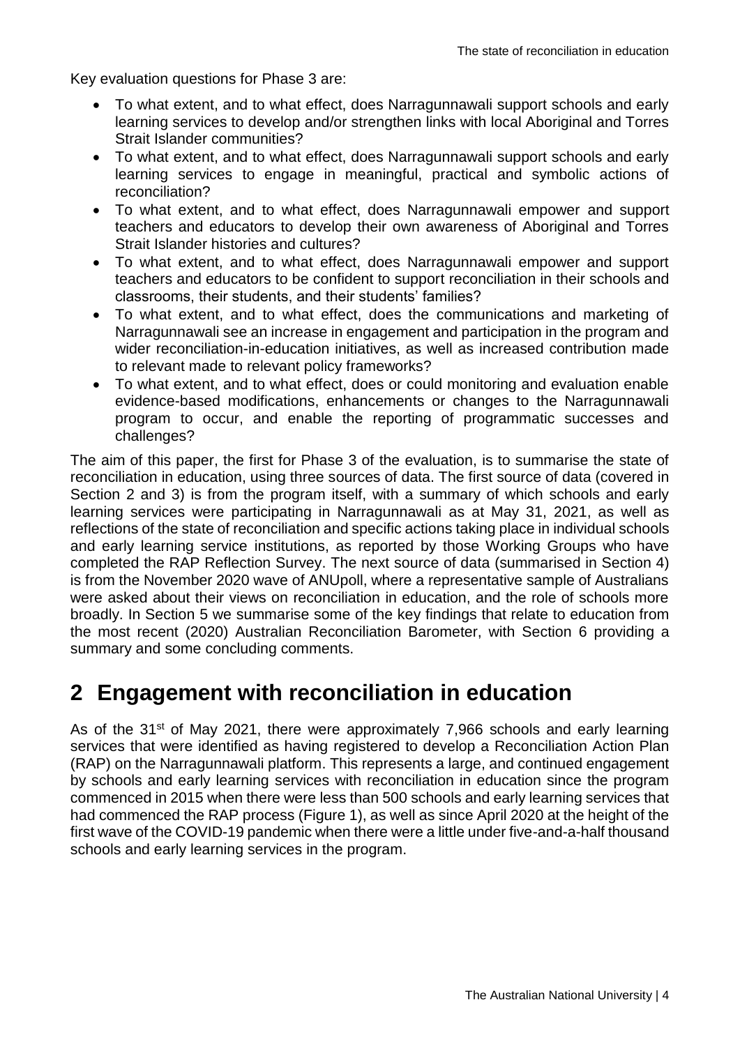Key evaluation questions for Phase 3 are:

- To what extent, and to what effect, does Narragunnawali support schools and early learning services to develop and/or strengthen links with local Aboriginal and Torres Strait Islander communities?
- To what extent, and to what effect, does Narragunnawali support schools and early learning services to engage in meaningful, practical and symbolic actions of reconciliation?
- To what extent, and to what effect, does Narragunnawali empower and support teachers and educators to develop their own awareness of Aboriginal and Torres Strait Islander histories and cultures?
- To what extent, and to what effect, does Narragunnawali empower and support teachers and educators to be confident to support reconciliation in their schools and classrooms, their students, and their students' families?
- To what extent, and to what effect, does the communications and marketing of Narragunnawali see an increase in engagement and participation in the program and wider reconciliation-in-education initiatives, as well as increased contribution made to relevant made to relevant policy frameworks?
- To what extent, and to what effect, does or could monitoring and evaluation enable evidence-based modifications, enhancements or changes to the Narragunnawali program to occur, and enable the reporting of programmatic successes and challenges?

The aim of this paper, the first for Phase 3 of the evaluation, is to summarise the state of reconciliation in education, using three sources of data. The first source of data (covered in Section 2 and 3) is from the program itself, with a summary of which schools and early learning services were participating in Narragunnawali as at May 31, 2021, as well as reflections of the state of reconciliation and specific actions taking place in individual schools and early learning service institutions, as reported by those Working Groups who have completed the RAP Reflection Survey. The next source of data (summarised in Section 4) is from the November 2020 wave of ANUpoll, where a representative sample of Australians were asked about their views on reconciliation in education, and the role of schools more broadly. In Section 5 we summarise some of the key findings that relate to education from the most recent (2020) Australian Reconciliation Barometer, with Section 6 providing a summary and some concluding comments.

# 2 Engagement with reconciliation in education

As of the 31st of May 2021, there were approximately 7,966 schools and early learning services that were identified as having registered to develop a Reconciliation Action Plan (RAP) on the Narragunnawali platform. This represents a large, and continued engagement by schools and early learning services with reconciliation in education since the program commenced in 2015 when there were less than 500 schools and early learning services that had commenced the RAP process (Figure 1), as well as since April 2020 at the height of the first wave of the COVID-19 pandemic when there were a little under five-and-a-half thousand schools and early learning services in the program.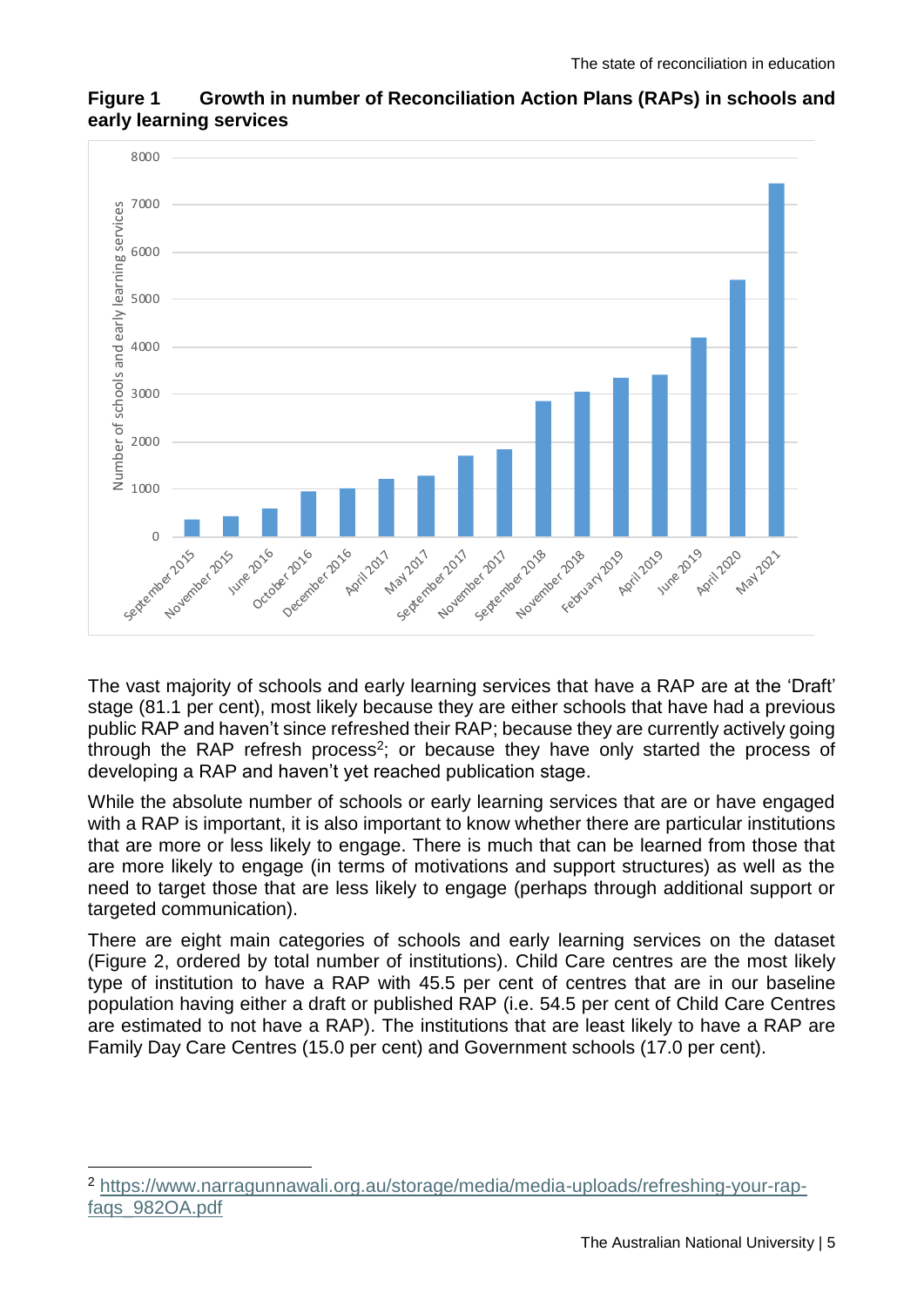**Figure 1 Growth in number of Reconciliation Action Plans (RAPs) in schools and early learning services**

The vast majority of schools and early learning services that have a RAP are at the 'Draft' stage (81.1 per cent), most likely because they are either schools that have had a previous public RAP and haven't since refreshed their RAP; because they are currently actively going through the RAP refresh process[2]; or because they have only started the process of developing a RAP and haven't yet reached publication stage.

While the absolute number of schools or early learning services that are or have engaged with a RAP is important, it is also important to know whether there are particular institutions that are more or less likely to engage. There is much that can be learned from those that are more likely to engage (in terms of motivations and support structures) as well as the need to target those that are less likely to engage (perhaps through additional support or targeted communication).

There are eight main categories of schools and early learning services on the dataset (Figure 2, ordered by total number of institutions). Child Care centres are the most likely type of institution to have a RAP with 45.5 per cent of centres that are in our baseline population having either a draft or published RAP (i.e. 54.5 per cent of Child Care Centres are estimated to not have a RAP). The institutions that are least likely to have a RAP are Family Day Care Centres (15.0 per cent) and Government schools (17.0 per cent).

[2] https://www.narragunnawali.org.au/storage/media/media-uploads/refreshing-your-rap-faqs_982OA.pdf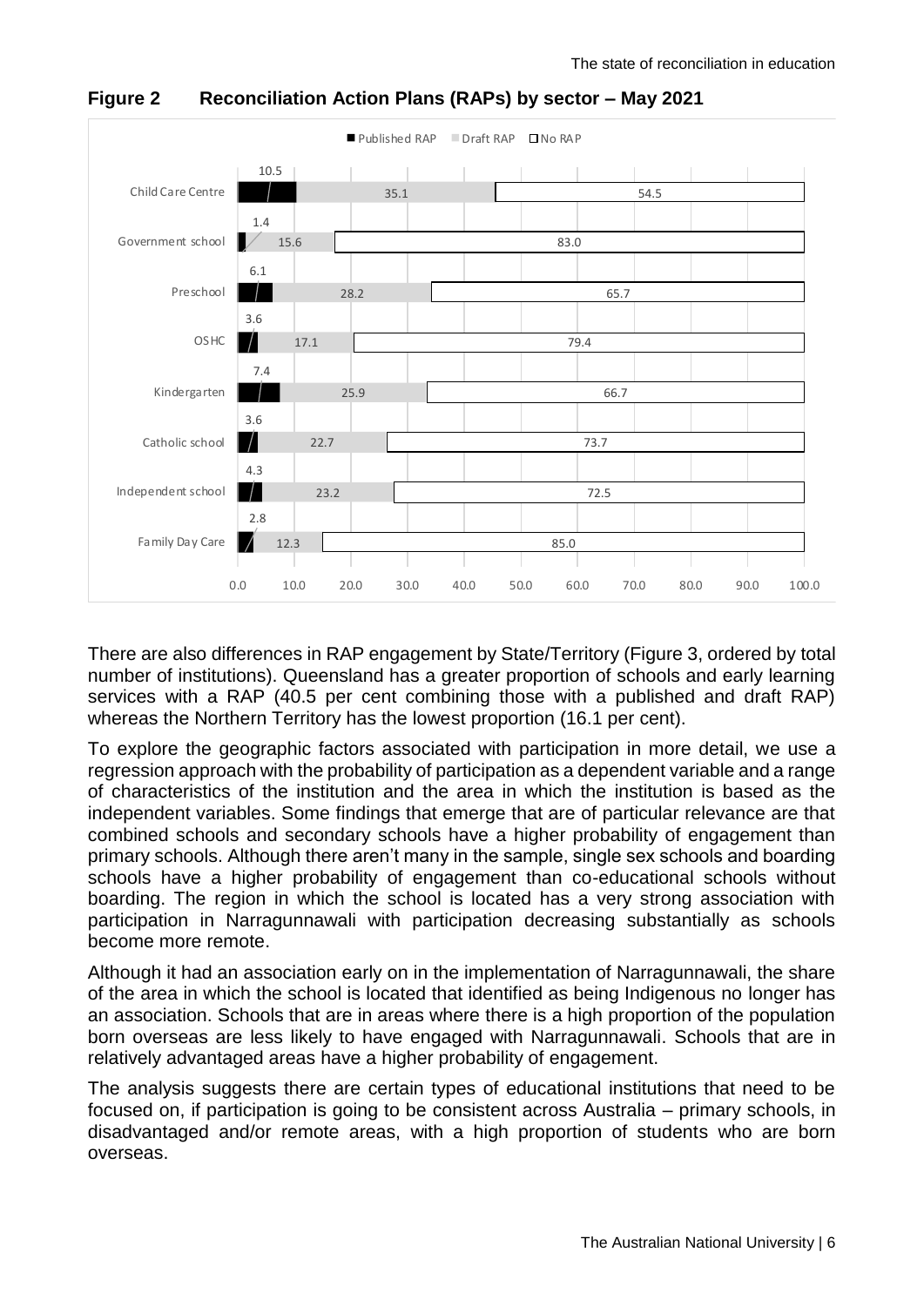**Figure 2 Reconciliation Action Plans (RAPs) by sector – May 2021**

| Sector | Published RAP | Draft RAP | No RAP |
|---|---|---|---|
| Child Care Centre | 10.5 | 35.1 | 54.5 |
| Government school | 1.4 | 15.6 | 83.0 |
| Preschool | 6.1 | 28.2 | 65.7 |
| OSHC | 3.6 | 17.1 | 79.4 |
| Kindergarten | 7.4 | 25.9 | 66.7 |
| Catholic school | 3.6 | 22.7 | 73.7 |
| Independent school | 4.3 | 23.2 | 72.5 |
| Family Day Care | 2.8 | 12.3 | 85.0 |

There are also differences in RAP engagement by State/Territory (Figure 3, ordered by total number of institutions). Queensland has a greater proportion of schools and early learning services with a RAP (40.5 per cent combining those with a published and draft RAP) whereas the Northern Territory has the lowest proportion (16.1 per cent).

To explore the geographic factors associated with participation in more detail, we use a regression approach with the probability of participation as a dependent variable and a range of characteristics of the institution and the area in which the institution is based as the independent variables. Some findings that emerge that are of particular relevance are that combined schools and secondary schools have a higher probability of engagement than primary schools. Although there aren't many in the sample, single sex schools and boarding schools have a higher probability of engagement than co-educational schools without boarding. The region in which the school is located has a very strong association with participation in Narragunnawali with participation decreasing substantially as schools become more remote.

Although it had an association early on in the implementation of Narragunnawali, the share of the area in which the school is located that identified as being Indigenous no longer has an association. Schools that are in areas where there is a high proportion of the population born overseas are less likely to have engaged with Narragunnawali. Schools that are in relatively advantaged areas have a higher probability of engagement.

The analysis suggests there are certain types of educational institutions that need to be focused on, if participation is going to be consistent across Australia – primary schools, in disadvantaged and/or remote areas, with a high proportion of students who are born overseas.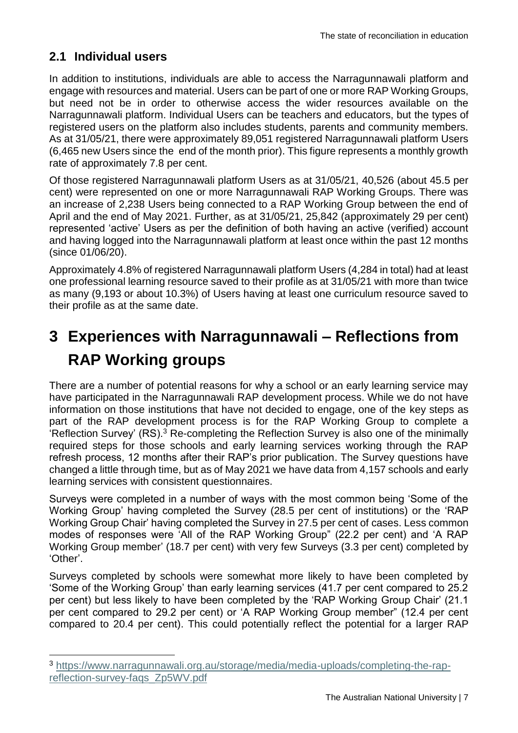## 2.1 Individual users

In addition to institutions, individuals are able to access the Narragunnawali platform and engage with resources and material. Users can be part of one or more RAP Working Groups, but need not be in order to otherwise access the wider resources available on the Narragunnawali platform. Individual Users can be teachers and educators, but the types of registered users on the platform also includes students, parents and community members. As at 31/05/21, there were approximately 89,051 registered Narragunnawali platform Users (6,465 new Users since the end of the month prior). This figure represents a monthly growth rate of approximately 7.8 per cent.

Of those registered Narragunnawali platform Users as at 31/05/21, 40,526 (about 45.5 per cent) were represented on one or more Narragunnawali RAP Working Groups. There was an increase of 2,238 Users being connected to a RAP Working Group between the end of April and the end of May 2021. Further, as at 31/05/21, 25,842 (approximately 29 per cent) represented 'active' Users as per the definition of both having an active (verified) account and having logged into the Narragunnawali platform at least once within the past 12 months (since 01/06/20).

Approximately 4.8% of registered Narragunnawali platform Users (4,284 in total) had at least one professional learning resource saved to their profile as at 31/05/21 with more than twice as many (9,193 or about 10.3%) of Users having at least one curriculum resource saved to their profile as at the same date.

# 3 Experiences with Narragunnawali – Reflections from RAP Working groups

There are a number of potential reasons for why a school or an early learning service may have participated in the Narragunnawali RAP development process. While we do not have information on those institutions that have not decided to engage, one of the key steps as part of the RAP development process is for the RAP Working Group to complete a 'Reflection Survey' (RS).[3] Re-completing the Reflection Survey is also one of the minimally required steps for those schools and early learning services working through the RAP refresh process, 12 months after their RAP's prior publication. The Survey questions have changed a little through time, but as of May 2021 we have data from 4,157 schools and early learning services with consistent questionnaires.

Surveys were completed in a number of ways with the most common being 'Some of the Working Group' having completed the Survey (28.5 per cent of institutions) or the 'RAP Working Group Chair' having completed the Survey in 27.5 per cent of cases. Less common modes of responses were 'All of the RAP Working Group" (22.2 per cent) and 'A RAP Working Group member' (18.7 per cent) with very few Surveys (3.3 per cent) completed by 'Other'.

Surveys completed by schools were somewhat more likely to have been completed by 'Some of the Working Group' than early learning services (41.7 per cent compared to 25.2 per cent) but less likely to have been completed by the 'RAP Working Group Chair' (21.1 per cent compared to 29.2 per cent) or 'A RAP Working Group member" (12.4 per cent compared to 20.4 per cent). This could potentially reflect the potential for a larger RAP

[3] https://www.narragunnawali.org.au/storage/media/media-uploads/completing-the-rap-reflection-survey-faqs_Zp5WV.pdf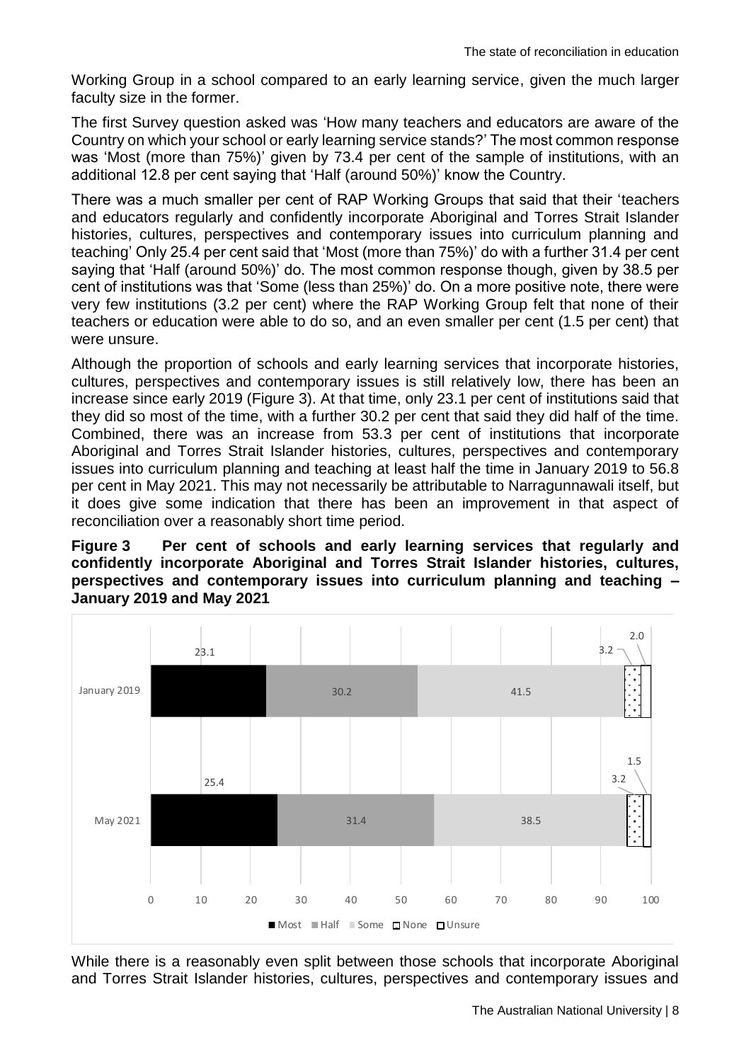Working Group in a school compared to an early learning service, given the much larger faculty size in the former.

The first Survey question asked was 'How many teachers and educators are aware of the Country on which your school or early learning service stands?' The most common response was 'Most (more than 75%)' given by 73.4 per cent of the sample of institutions, with an additional 12.8 per cent saying that 'Half (around 50%)' know the Country.

There was a much smaller per cent of RAP Working Groups that said that their 'teachers and educators regularly and confidently incorporate Aboriginal and Torres Strait Islander histories, cultures, perspectives and contemporary issues into curriculum planning and teaching' Only 25.4 per cent said that 'Most (more than 75%)' do with a further 31.4 per cent saying that 'Half (around 50%)' do. The most common response though, given by 38.5 per cent of institutions was that 'Some (less than 25%)' do. On a more positive note, there were very few institutions (3.2 per cent) where the RAP Working Group felt that none of their teachers or education were able to do so, and an even smaller per cent (1.5 per cent) that were unsure.

Although the proportion of schools and early learning services that incorporate histories, cultures, perspectives and contemporary issues is still relatively low, there has been an increase since early 2019 (Figure 3). At that time, only 23.1 per cent of institutions said that they did so most of the time, with a further 30.2 per cent that said they did half of the time. Combined, there was an increase from 53.3 per cent of institutions that incorporate Aboriginal and Torres Strait Islander histories, cultures, perspectives and contemporary issues into curriculum planning and teaching at least half the time in January 2019 to 56.8 per cent in May 2021. This may not necessarily be attributable to Narragunnawali itself, but it does give some indication that there has been an improvement in that aspect of reconciliation over a reasonably short time period.

**Figure 3 Per cent of schools and early learning services that regularly and confidently incorporate Aboriginal and Torres Strait Islander histories, cultures, perspectives and contemporary issues into curriculum planning and teaching – January 2019 and May 2021**

| | Most | Half | Some | None | Unsure |
|---|---|---|---|---|---|
| January 2019 | 23.1 | 30.2 | 41.5 | 3.2 | 2.0 |
| May 2021 | 25.4 | 31.4 | 38.5 | 3.2 | 1.5 |

While there is a reasonably even split between those schools that incorporate Aboriginal and Torres Strait Islander histories, cultures, perspectives and contemporary issues and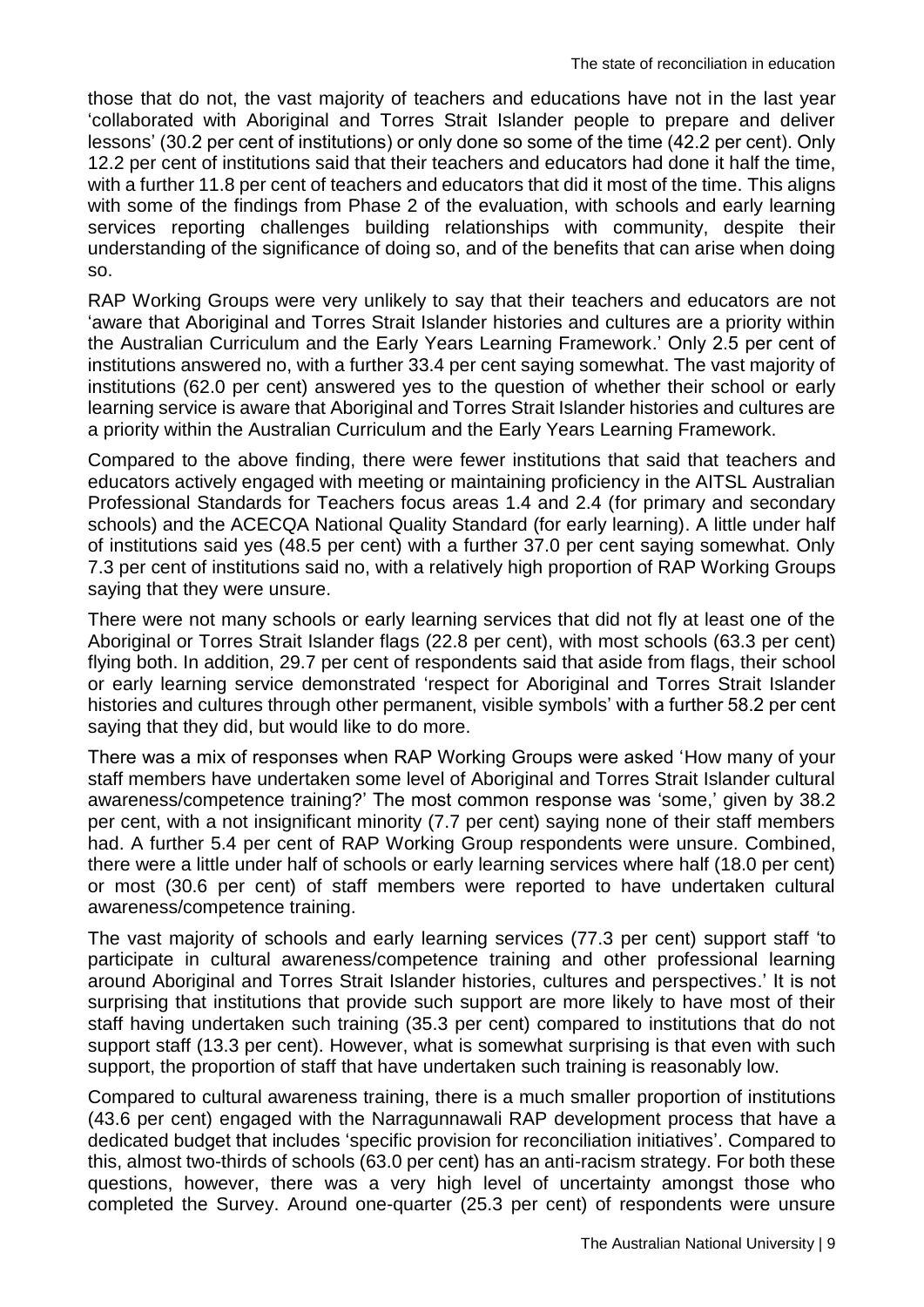those that do not, the vast majority of teachers and educations have not in the last year 'collaborated with Aboriginal and Torres Strait Islander people to prepare and deliver lessons' (30.2 per cent of institutions) or only done so some of the time (42.2 per cent). Only 12.2 per cent of institutions said that their teachers and educators had done it half the time, with a further 11.8 per cent of teachers and educators that did it most of the time. This aligns with some of the findings from Phase 2 of the evaluation, with schools and early learning services reporting challenges building relationships with community, despite their understanding of the significance of doing so, and of the benefits that can arise when doing so.

RAP Working Groups were very unlikely to say that their teachers and educators are not 'aware that Aboriginal and Torres Strait Islander histories and cultures are a priority within the Australian Curriculum and the Early Years Learning Framework.' Only 2.5 per cent of institutions answered no, with a further 33.4 per cent saying somewhat. The vast majority of institutions (62.0 per cent) answered yes to the question of whether their school or early learning service is aware that Aboriginal and Torres Strait Islander histories and cultures are a priority within the Australian Curriculum and the Early Years Learning Framework.

Compared to the above finding, there were fewer institutions that said that teachers and educators actively engaged with meeting or maintaining proficiency in the AITSL Australian Professional Standards for Teachers focus areas 1.4 and 2.4 (for primary and secondary schools) and the ACECQA National Quality Standard (for early learning). A little under half of institutions said yes (48.5 per cent) with a further 37.0 per cent saying somewhat. Only 7.3 per cent of institutions said no, with a relatively high proportion of RAP Working Groups saying that they were unsure.

There were not many schools or early learning services that did not fly at least one of the Aboriginal or Torres Strait Islander flags (22.8 per cent), with most schools (63.3 per cent) flying both. In addition, 29.7 per cent of respondents said that aside from flags, their school or early learning service demonstrated 'respect for Aboriginal and Torres Strait Islander histories and cultures through other permanent, visible symbols' with a further 58.2 per cent saying that they did, but would like to do more.

There was a mix of responses when RAP Working Groups were asked 'How many of your staff members have undertaken some level of Aboriginal and Torres Strait Islander cultural awareness/competence training?' The most common response was 'some,' given by 38.2 per cent, with a not insignificant minority (7.7 per cent) saying none of their staff members had. A further 5.4 per cent of RAP Working Group respondents were unsure. Combined, there were a little under half of schools or early learning services where half (18.0 per cent) or most (30.6 per cent) of staff members were reported to have undertaken cultural awareness/competence training.

The vast majority of schools and early learning services (77.3 per cent) support staff 'to participate in cultural awareness/competence training and other professional learning around Aboriginal and Torres Strait Islander histories, cultures and perspectives.' It is not surprising that institutions that provide such support are more likely to have most of their staff having undertaken such training (35.3 per cent) compared to institutions that do not support staff (13.3 per cent). However, what is somewhat surprising is that even with such support, the proportion of staff that have undertaken such training is reasonably low.

Compared to cultural awareness training, there is a much smaller proportion of institutions (43.6 per cent) engaged with the Narragunnawali RAP development process that have a dedicated budget that includes 'specific provision for reconciliation initiatives'. Compared to this, almost two-thirds of schools (63.0 per cent) has an anti-racism strategy. For both these questions, however, there was a very high level of uncertainty amongst those who completed the Survey. Around one-quarter (25.3 per cent) of respondents were unsure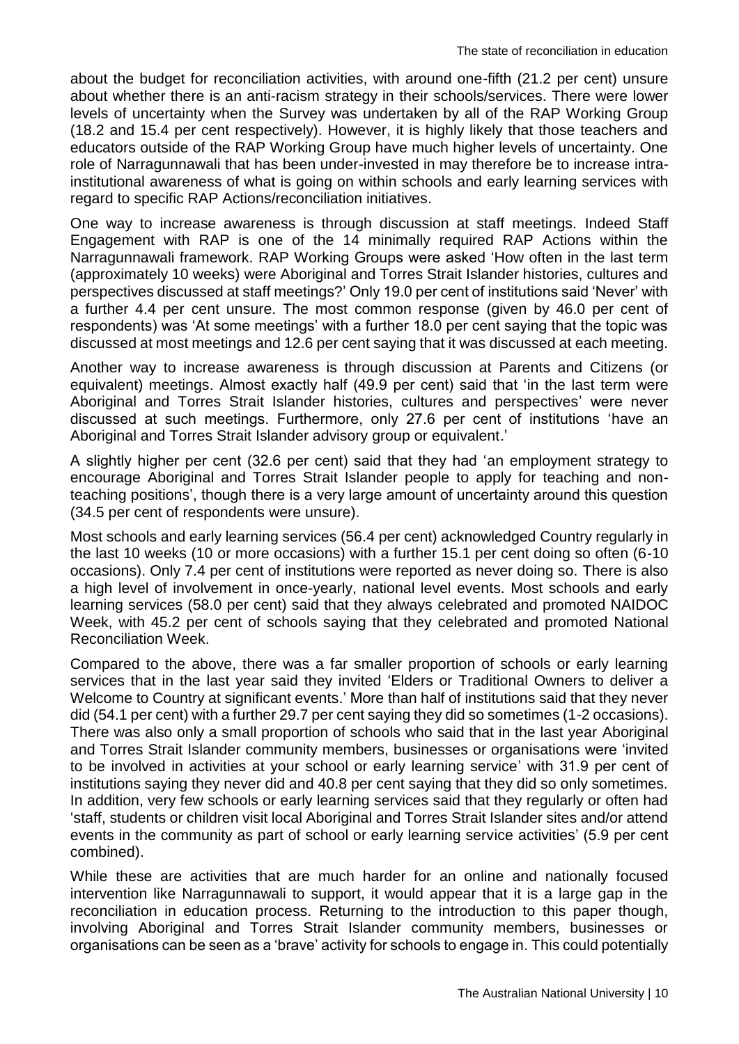about the budget for reconciliation activities, with around one-fifth (21.2 per cent) unsure about whether there is an anti-racism strategy in their schools/services. There were lower levels of uncertainty when the Survey was undertaken by all of the RAP Working Group (18.2 and 15.4 per cent respectively). However, it is highly likely that those teachers and educators outside of the RAP Working Group have much higher levels of uncertainty. One role of Narragunnawali that has been under-invested in may therefore be to increase intra-institutional awareness of what is going on within schools and early learning services with regard to specific RAP Actions/reconciliation initiatives.

One way to increase awareness is through discussion at staff meetings. Indeed Staff Engagement with RAP is one of the 14 minimally required RAP Actions within the Narragunnawali framework. RAP Working Groups were asked 'How often in the last term (approximately 10 weeks) were Aboriginal and Torres Strait Islander histories, cultures and perspectives discussed at staff meetings?' Only 19.0 per cent of institutions said 'Never' with a further 4.4 per cent unsure. The most common response (given by 46.0 per cent of respondents) was 'At some meetings' with a further 18.0 per cent saying that the topic was discussed at most meetings and 12.6 per cent saying that it was discussed at each meeting.

Another way to increase awareness is through discussion at Parents and Citizens (or equivalent) meetings. Almost exactly half (49.9 per cent) said that 'in the last term were Aboriginal and Torres Strait Islander histories, cultures and perspectives' were never discussed at such meetings. Furthermore, only 27.6 per cent of institutions 'have an Aboriginal and Torres Strait Islander advisory group or equivalent.'

A slightly higher per cent (32.6 per cent) said that they had 'an employment strategy to encourage Aboriginal and Torres Strait Islander people to apply for teaching and non-teaching positions', though there is a very large amount of uncertainty around this question (34.5 per cent of respondents were unsure).

Most schools and early learning services (56.4 per cent) acknowledged Country regularly in the last 10 weeks (10 or more occasions) with a further 15.1 per cent doing so often (6-10 occasions). Only 7.4 per cent of institutions were reported as never doing so. There is also a high level of involvement in once-yearly, national level events. Most schools and early learning services (58.0 per cent) said that they always celebrated and promoted NAIDOC Week, with 45.2 per cent of schools saying that they celebrated and promoted National Reconciliation Week.

Compared to the above, there was a far smaller proportion of schools or early learning services that in the last year said they invited 'Elders or Traditional Owners to deliver a Welcome to Country at significant events.' More than half of institutions said that they never did (54.1 per cent) with a further 29.7 per cent saying they did so sometimes (1-2 occasions). There was also only a small proportion of schools who said that in the last year Aboriginal and Torres Strait Islander community members, businesses or organisations were 'invited to be involved in activities at your school or early learning service' with 31.9 per cent of institutions saying they never did and 40.8 per cent saying that they did so only sometimes. In addition, very few schools or early learning services said that they regularly or often had 'staff, students or children visit local Aboriginal and Torres Strait Islander sites and/or attend events in the community as part of school or early learning service activities' (5.9 per cent combined).

While these are activities that are much harder for an online and nationally focused intervention like Narragunnawali to support, it would appear that it is a large gap in the reconciliation in education process. Returning to the introduction to this paper though, involving Aboriginal and Torres Strait Islander community members, businesses or organisations can be seen as a 'brave' activity for schools to engage in. This could potentially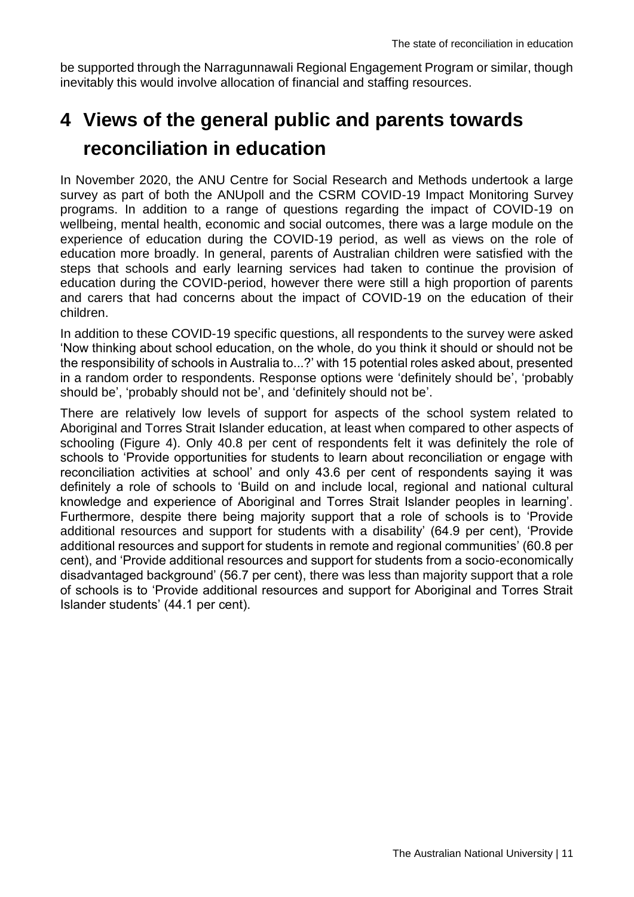be supported through the Narragunnawali Regional Engagement Program or similar, though inevitably this would involve allocation of financial and staffing resources.

# 4 Views of the general public and parents towards reconciliation in education

In November 2020, the ANU Centre for Social Research and Methods undertook a large survey as part of both the ANUpoll and the CSRM COVID-19 Impact Monitoring Survey programs. In addition to a range of questions regarding the impact of COVID-19 on wellbeing, mental health, economic and social outcomes, there was a large module on the experience of education during the COVID-19 period, as well as views on the role of education more broadly. In general, parents of Australian children were satisfied with the steps that schools and early learning services had taken to continue the provision of education during the COVID-period, however there were still a high proportion of parents and carers that had concerns about the impact of COVID-19 on the education of their children.

In addition to these COVID-19 specific questions, all respondents to the survey were asked 'Now thinking about school education, on the whole, do you think it should or should not be the responsibility of schools in Australia to...?' with 15 potential roles asked about, presented in a random order to respondents. Response options were 'definitely should be', 'probably should be', 'probably should not be', and 'definitely should not be'.

There are relatively low levels of support for aspects of the school system related to Aboriginal and Torres Strait Islander education, at least when compared to other aspects of schooling (Figure 4). Only 40.8 per cent of respondents felt it was definitely the role of schools to 'Provide opportunities for students to learn about reconciliation or engage with reconciliation activities at school' and only 43.6 per cent of respondents saying it was definitely a role of schools to 'Build on and include local, regional and national cultural knowledge and experience of Aboriginal and Torres Strait Islander peoples in learning'. Furthermore, despite there being majority support that a role of schools is to 'Provide additional resources and support for students with a disability' (64.9 per cent), 'Provide additional resources and support for students in remote and regional communities' (60.8 per cent), and 'Provide additional resources and support for students from a socio-economically disadvantaged background' (56.7 per cent), there was less than majority support that a role of schools is to 'Provide additional resources and support for Aboriginal and Torres Strait Islander students' (44.1 per cent).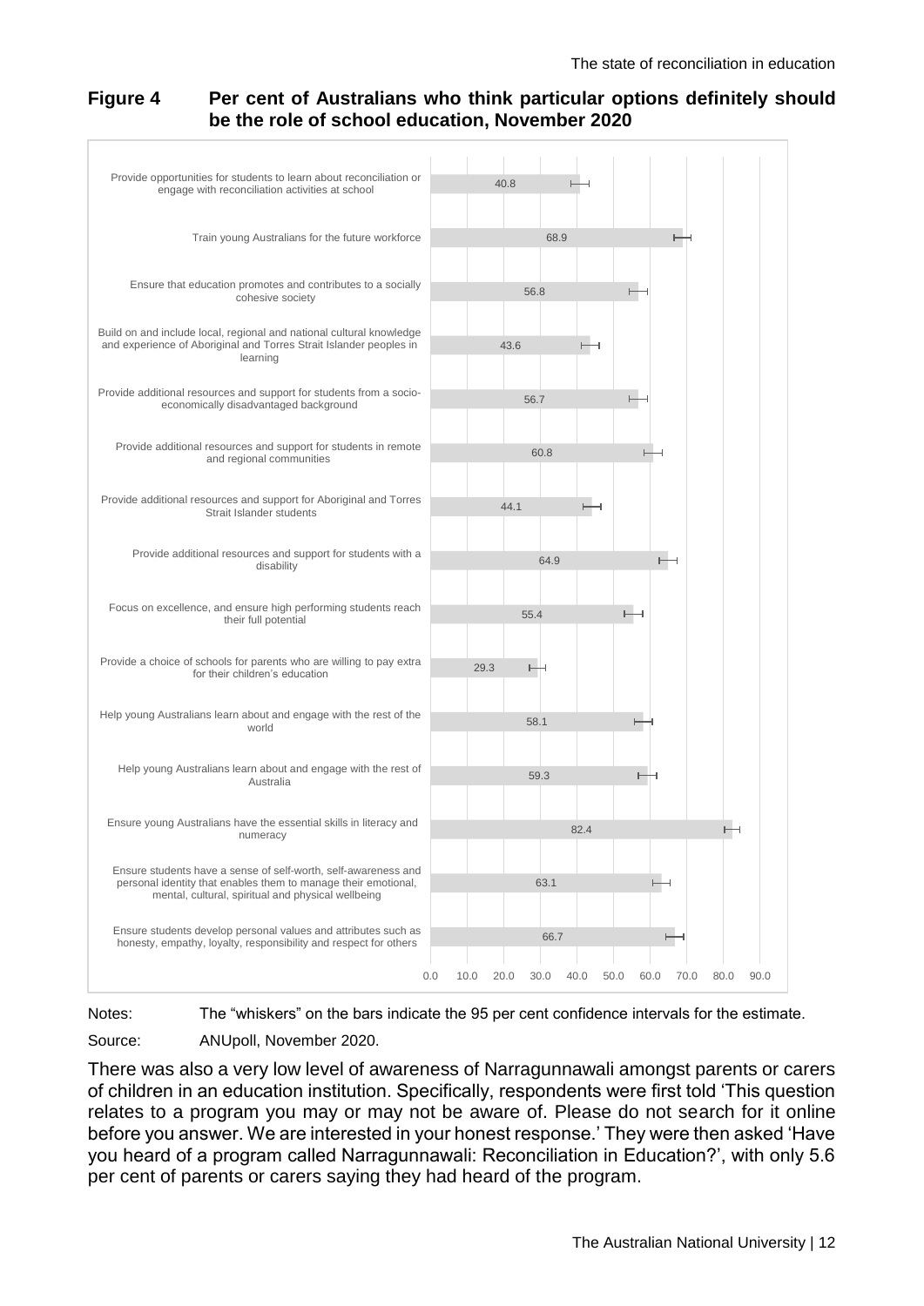**Figure 4 Per cent of Australians who think particular options definitely should be the role of school education, November 2020**

| Option | Per cent |
| --- | --- |
| Provide opportunities for students to learn about reconciliation or engage with reconciliation activities at school | 40.8 |
| Train young Australians for the future workforce | 68.9 |
| Ensure that education promotes and contributes to a socially cohesive society | 56.8 |
| Build on and include local, regional and national cultural knowledge and experience of Aboriginal and Torres Strait Islander peoples in learning | 43.6 |
| Provide additional resources and support for students from a socio-economically disadvantaged background | 56.7 |
| Provide additional resources and support for students in remote and regional communities | 60.8 |
| Provide additional resources and support for Aboriginal and Torres Strait Islander students | 44.1 |
| Provide additional resources and support for students with a disability | 64.9 |
| Focus on excellence, and ensure high performing students reach their full potential | 55.4 |
| Provide a choice of schools for parents who are willing to pay extra for their children's education | 29.3 |
| Help young Australians learn about and engage with the rest of the world | 58.1 |
| Help young Australians learn about and engage with the rest of Australia | 59.3 |
| Ensure young Australians have the essential skills in literacy and numeracy | 82.4 |
| Ensure students have a sense of self-worth, self-awareness and personal identity that enables them to manage their emotional, mental, cultural, spiritual and physical wellbeing | 63.1 |
| Ensure students develop personal values and attributes such as honesty, empathy, loyalty, responsibility and respect for others | 66.7 |

Notes: The "whiskers" on the bars indicate the 95 per cent confidence intervals for the estimate.

Source: ANUpoll, November 2020.

There was also a very low level of awareness of Narragunnawali amongst parents or carers of children in an education institution. Specifically, respondents were first told 'This question relates to a program you may or may not be aware of. Please do not search for it online before you answer. We are interested in your honest response.' They were then asked 'Have you heard of a program called Narragunnawali: Reconciliation in Education?', with only 5.6 per cent of parents or carers saying they had heard of the program.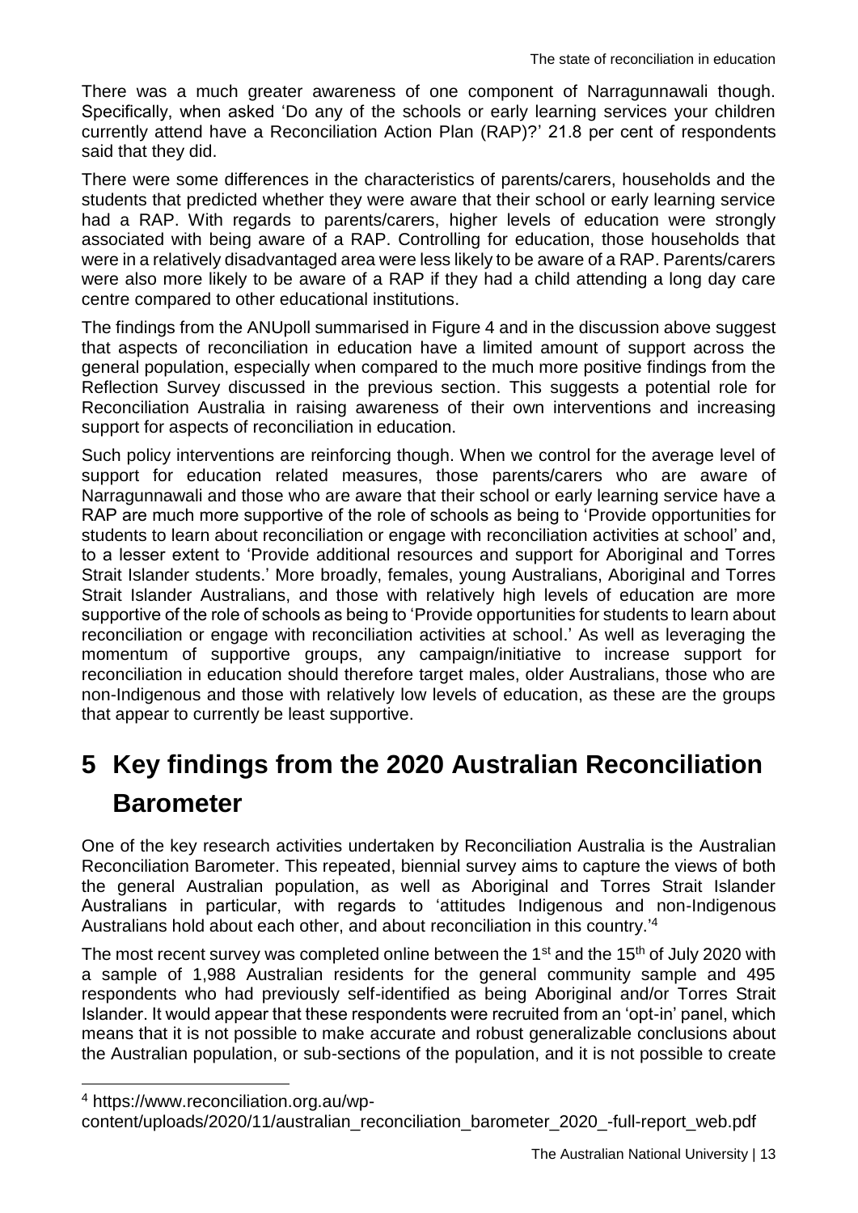There was a much greater awareness of one component of Narragunnawali though. Specifically, when asked 'Do any of the schools or early learning services your children currently attend have a Reconciliation Action Plan (RAP)?' 21.8 per cent of respondents said that they did.

There were some differences in the characteristics of parents/carers, households and the students that predicted whether they were aware that their school or early learning service had a RAP. With regards to parents/carers, higher levels of education were strongly associated with being aware of a RAP. Controlling for education, those households that were in a relatively disadvantaged area were less likely to be aware of a RAP. Parents/carers were also more likely to be aware of a RAP if they had a child attending a long day care centre compared to other educational institutions.

The findings from the ANUpoll summarised in Figure 4 and in the discussion above suggest that aspects of reconciliation in education have a limited amount of support across the general population, especially when compared to the much more positive findings from the Reflection Survey discussed in the previous section. This suggests a potential role for Reconciliation Australia in raising awareness of their own interventions and increasing support for aspects of reconciliation in education.

Such policy interventions are reinforcing though. When we control for the average level of support for education related measures, those parents/carers who are aware of Narragunnawali and those who are aware that their school or early learning service have a RAP are much more supportive of the role of schools as being to 'Provide opportunities for students to learn about reconciliation or engage with reconciliation activities at school' and, to a lesser extent to 'Provide additional resources and support for Aboriginal and Torres Strait Islander students.' More broadly, females, young Australians, Aboriginal and Torres Strait Islander Australians, and those with relatively high levels of education are more supportive of the role of schools as being to 'Provide opportunities for students to learn about reconciliation or engage with reconciliation activities at school.' As well as leveraging the momentum of supportive groups, any campaign/initiative to increase support for reconciliation in education should therefore target males, older Australians, those who are non-Indigenous and those with relatively low levels of education, as these are the groups that appear to currently be least supportive.

# 5 Key findings from the 2020 Australian Reconciliation Barometer

One of the key research activities undertaken by Reconciliation Australia is the Australian Reconciliation Barometer. This repeated, biennial survey aims to capture the views of both the general Australian population, as well as Aboriginal and Torres Strait Islander Australians in particular, with regards to 'attitudes Indigenous and non-Indigenous Australians hold about each other, and about reconciliation in this country.'[4]

The most recent survey was completed online between the 1st and the 15th of July 2020 with a sample of 1,988 Australian residents for the general community sample and 495 respondents who had previously self-identified as being Aboriginal and/or Torres Strait Islander. It would appear that these respondents were recruited from an 'opt-in' panel, which means that it is not possible to make accurate and robust generalizable conclusions about the Australian population, or sub-sections of the population, and it is not possible to create

[4] https://www.reconciliation.org.au/wp-content/uploads/2020/11/australian_reconciliation_barometer_2020_-full-report_web.pdf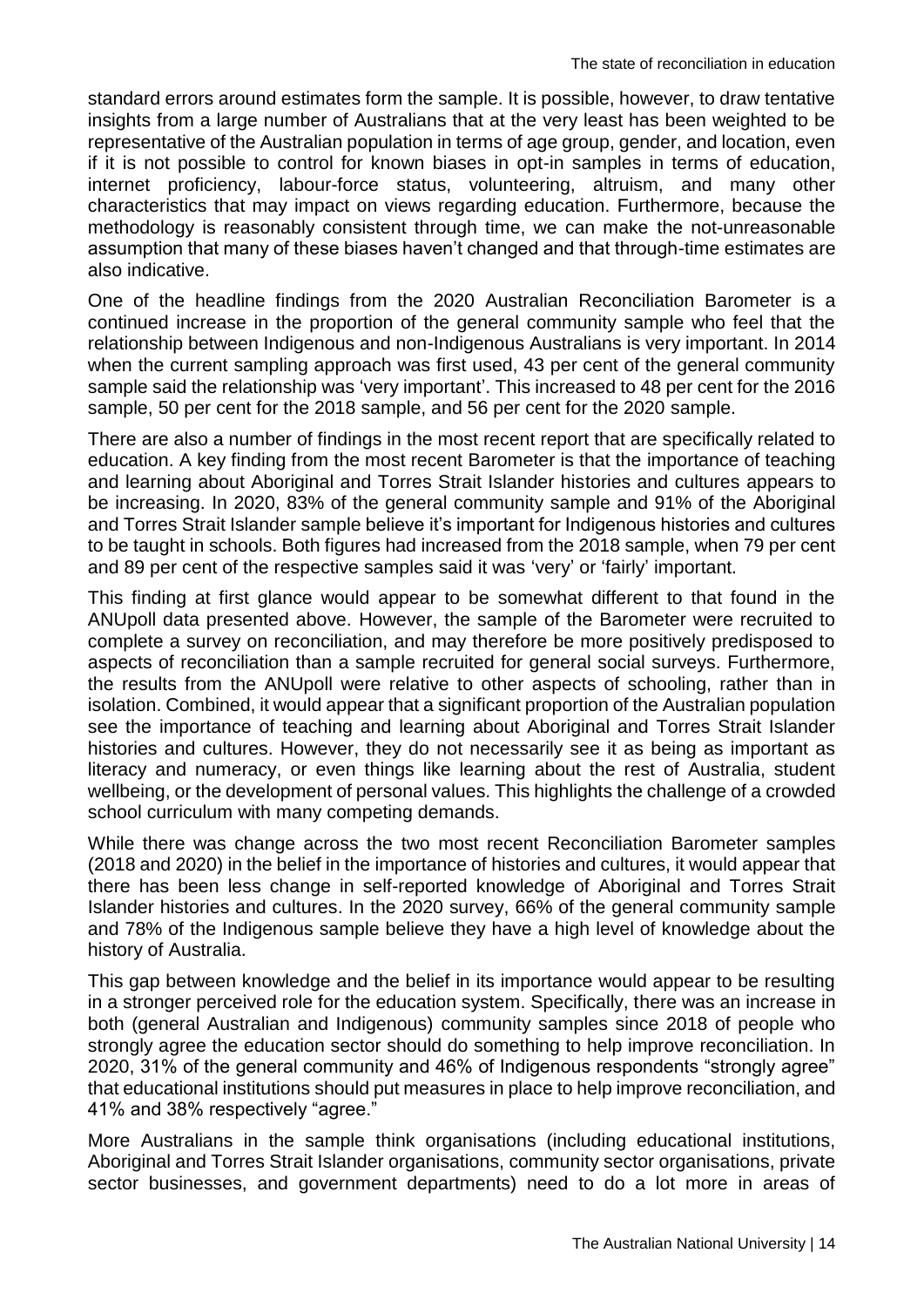standard errors around estimates form the sample. It is possible, however, to draw tentative insights from a large number of Australians that at the very least has been weighted to be representative of the Australian population in terms of age group, gender, and location, even if it is not possible to control for known biases in opt-in samples in terms of education, internet proficiency, labour-force status, volunteering, altruism, and many other characteristics that may impact on views regarding education. Furthermore, because the methodology is reasonably consistent through time, we can make the not-unreasonable assumption that many of these biases haven't changed and that through-time estimates are also indicative.

One of the headline findings from the 2020 Australian Reconciliation Barometer is a continued increase in the proportion of the general community sample who feel that the relationship between Indigenous and non-Indigenous Australians is very important. In 2014 when the current sampling approach was first used, 43 per cent of the general community sample said the relationship was 'very important'. This increased to 48 per cent for the 2016 sample, 50 per cent for the 2018 sample, and 56 per cent for the 2020 sample.

There are also a number of findings in the most recent report that are specifically related to education. A key finding from the most recent Barometer is that the importance of teaching and learning about Aboriginal and Torres Strait Islander histories and cultures appears to be increasing. In 2020, 83% of the general community sample and 91% of the Aboriginal and Torres Strait Islander sample believe it's important for Indigenous histories and cultures to be taught in schools. Both figures had increased from the 2018 sample, when 79 per cent and 89 per cent of the respective samples said it was 'very' or 'fairly' important.

This finding at first glance would appear to be somewhat different to that found in the ANUpoll data presented above. However, the sample of the Barometer were recruited to complete a survey on reconciliation, and may therefore be more positively predisposed to aspects of reconciliation than a sample recruited for general social surveys. Furthermore, the results from the ANUpoll were relative to other aspects of schooling, rather than in isolation. Combined, it would appear that a significant proportion of the Australian population see the importance of teaching and learning about Aboriginal and Torres Strait Islander histories and cultures. However, they do not necessarily see it as being as important as literacy and numeracy, or even things like learning about the rest of Australia, student wellbeing, or the development of personal values. This highlights the challenge of a crowded school curriculum with many competing demands.

While there was change across the two most recent Reconciliation Barometer samples (2018 and 2020) in the belief in the importance of histories and cultures, it would appear that there has been less change in self-reported knowledge of Aboriginal and Torres Strait Islander histories and cultures. In the 2020 survey, 66% of the general community sample and 78% of the Indigenous sample believe they have a high level of knowledge about the history of Australia.

This gap between knowledge and the belief in its importance would appear to be resulting in a stronger perceived role for the education system. Specifically, there was an increase in both (general Australian and Indigenous) community samples since 2018 of people who strongly agree the education sector should do something to help improve reconciliation. In 2020, 31% of the general community and 46% of Indigenous respondents "strongly agree" that educational institutions should put measures in place to help improve reconciliation, and 41% and 38% respectively "agree."

More Australians in the sample think organisations (including educational institutions, Aboriginal and Torres Strait Islander organisations, community sector organisations, private sector businesses, and government departments) need to do a lot more in areas of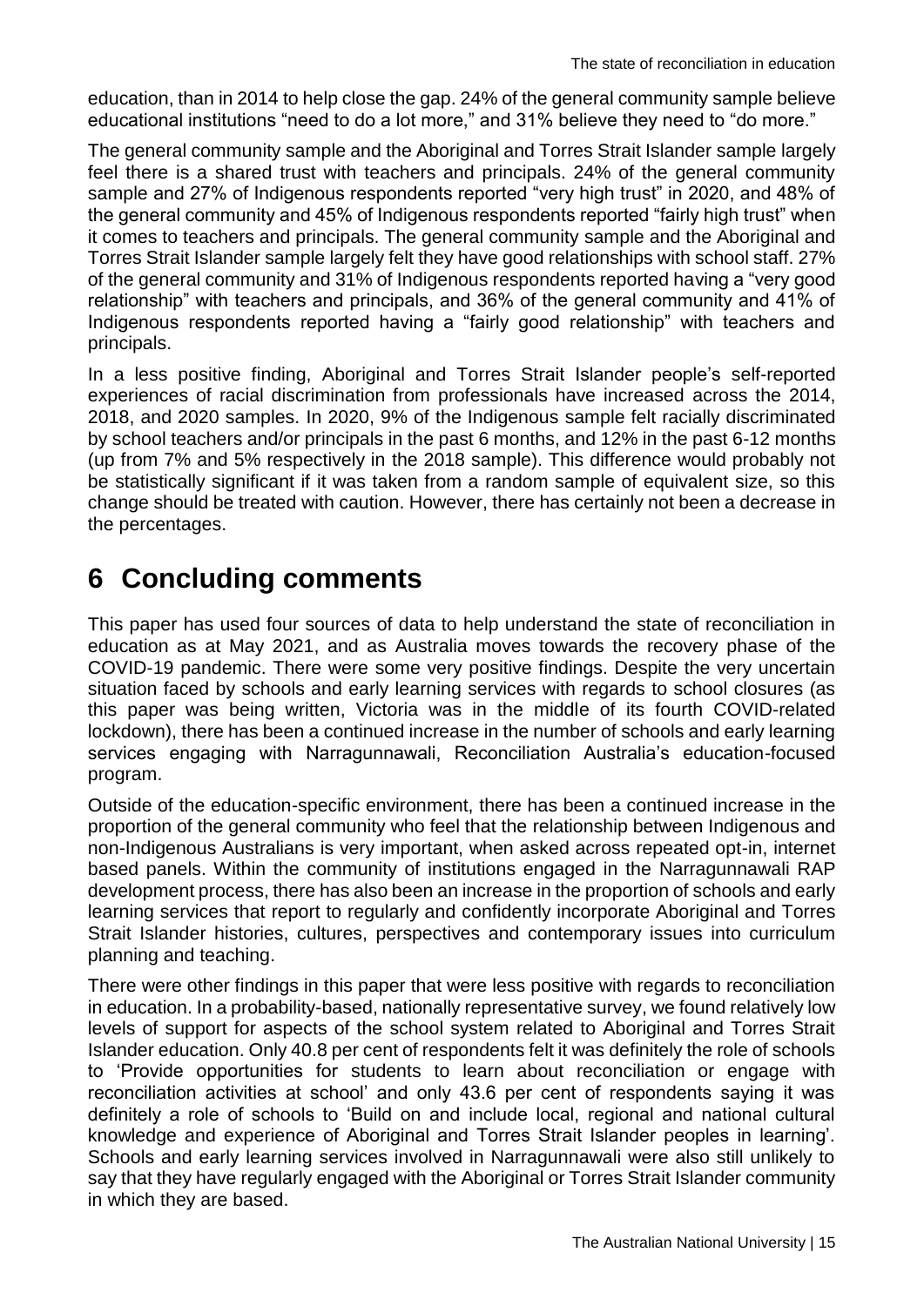education, than in 2014 to help close the gap. 24% of the general community sample believe educational institutions "need to do a lot more," and 31% believe they need to "do more."

The general community sample and the Aboriginal and Torres Strait Islander sample largely feel there is a shared trust with teachers and principals. 24% of the general community sample and 27% of Indigenous respondents reported "very high trust" in 2020, and 48% of the general community and 45% of Indigenous respondents reported "fairly high trust" when it comes to teachers and principals. The general community sample and the Aboriginal and Torres Strait Islander sample largely felt they have good relationships with school staff. 27% of the general community and 31% of Indigenous respondents reported having a "very good relationship" with teachers and principals, and 36% of the general community and 41% of Indigenous respondents reported having a "fairly good relationship" with teachers and principals.

In a less positive finding, Aboriginal and Torres Strait Islander people's self-reported experiences of racial discrimination from professionals have increased across the 2014, 2018, and 2020 samples. In 2020, 9% of the Indigenous sample felt racially discriminated by school teachers and/or principals in the past 6 months, and 12% in the past 6-12 months (up from 7% and 5% respectively in the 2018 sample). This difference would probably not be statistically significant if it was taken from a random sample of equivalent size, so this change should be treated with caution. However, there has certainly not been a decrease in the percentages.

# 6 Concluding comments

This paper has used four sources of data to help understand the state of reconciliation in education as at May 2021, and as Australia moves towards the recovery phase of the COVID-19 pandemic. There were some very positive findings. Despite the very uncertain situation faced by schools and early learning services with regards to school closures (as this paper was being written, Victoria was in the middle of its fourth COVID-related lockdown), there has been a continued increase in the number of schools and early learning services engaging with Narragunnawali, Reconciliation Australia's education-focused program.

Outside of the education-specific environment, there has been a continued increase in the proportion of the general community who feel that the relationship between Indigenous and non-Indigenous Australians is very important, when asked across repeated opt-in, internet based panels. Within the community of institutions engaged in the Narragunnawali RAP development process, there has also been an increase in the proportion of schools and early learning services that report to regularly and confidently incorporate Aboriginal and Torres Strait Islander histories, cultures, perspectives and contemporary issues into curriculum planning and teaching.

There were other findings in this paper that were less positive with regards to reconciliation in education. In a probability-based, nationally representative survey, we found relatively low levels of support for aspects of the school system related to Aboriginal and Torres Strait Islander education. Only 40.8 per cent of respondents felt it was definitely the role of schools to 'Provide opportunities for students to learn about reconciliation or engage with reconciliation activities at school' and only 43.6 per cent of respondents saying it was definitely a role of schools to 'Build on and include local, regional and national cultural knowledge and experience of Aboriginal and Torres Strait Islander peoples in learning'. Schools and early learning services involved in Narragunnawali were also still unlikely to say that they have regularly engaged with the Aboriginal or Torres Strait Islander community in which they are based.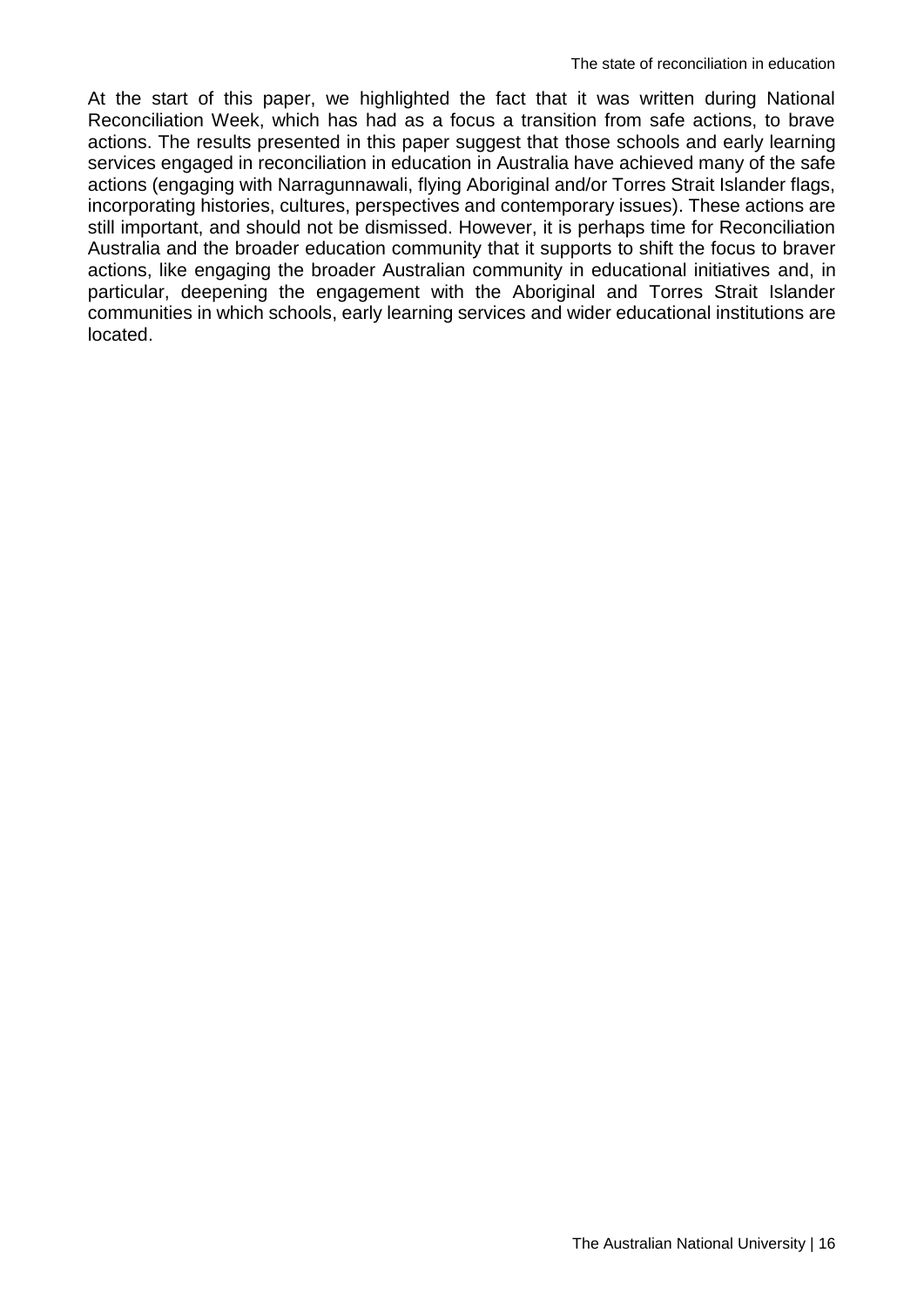At the start of this paper, we highlighted the fact that it was written during National Reconciliation Week, which has had as a focus a transition from safe actions, to brave actions. The results presented in this paper suggest that those schools and early learning services engaged in reconciliation in education in Australia have achieved many of the safe actions (engaging with Narragunnawali, flying Aboriginal and/or Torres Strait Islander flags, incorporating histories, cultures, perspectives and contemporary issues). These actions are still important, and should not be dismissed. However, it is perhaps time for Reconciliation Australia and the broader education community that it supports to shift the focus to braver actions, like engaging the broader Australian community in educational initiatives and, in particular, deepening the engagement with the Aboriginal and Torres Strait Islander communities in which schools, early learning services and wider educational institutions are located.